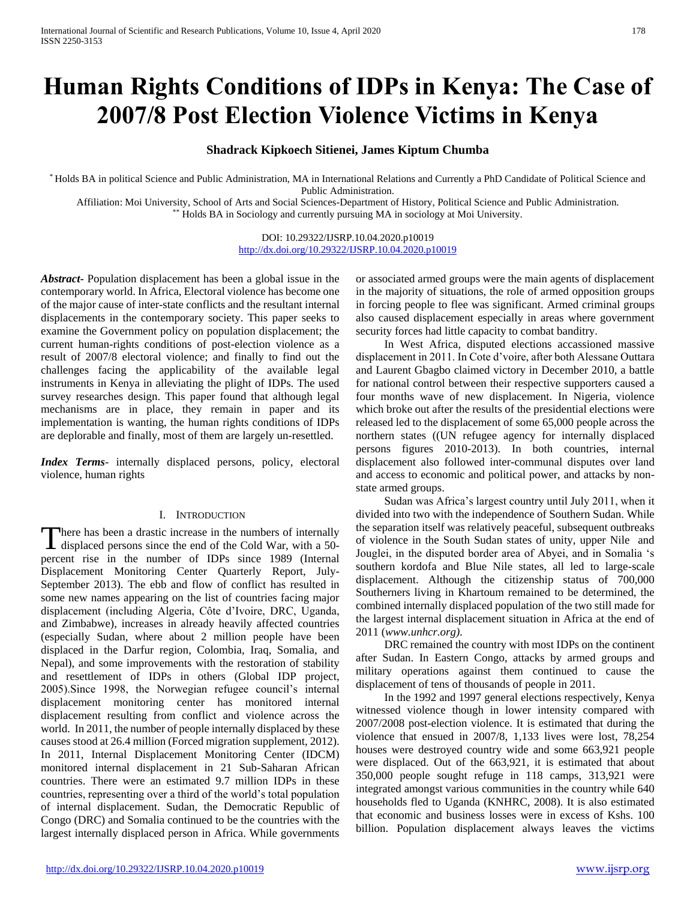# Human Rights Conditions of IDPs in Kenya: The Case of 2007/8 Post Election Violence Victims in Kenya

**Shadrack Kipkoech Sitienei, James Kiptum Chumba**

[*] Holds BA in political Science and Public Administration, MA in International Relations and Currently a PhD Candidate of Political Science and Public Administration.
Affiliation: Moi University, School of Arts and Social Sciences-Department of History, Political Science and Public Administration.
[**] Holds BA in Sociology and currently pursuing MA in sociology at Moi University.

DOI: 10.29322/IJSRP.10.04.2020.p10019
http://dx.doi.org/10.29322/IJSRP.10.04.2020.p10019

***Abstract*-** Population displacement has been a global issue in the contemporary world. In Africa, Electoral violence has become one of the major cause of inter-state conflicts and the resultant internal displacements in the contemporary society. This paper seeks to examine the Government policy on population displacement; the current human-rights conditions of post-election violence as a result of 2007/8 electoral violence; and finally to find out the challenges facing the applicability of the available legal instruments in Kenya in alleviating the plight of IDPs. The used survey researches design. This paper found that although legal mechanisms are in place, they remain in paper and its implementation is wanting, the human rights conditions of IDPs are deplorable and finally, most of them are largely un-resettled.

***Index Terms*-** internally displaced persons, policy, electoral violence, human rights

## I. Introduction

There has been a drastic increase in the numbers of internally displaced persons since the end of the Cold War, with a 50-percent rise in the number of IDPs since 1989 (Internal Displacement Monitoring Center Quarterly Report, July-September 2013). The ebb and flow of conflict has resulted in some new names appearing on the list of countries facing major displacement (including Algeria, Côte d'Ivoire, DRC, Uganda, and Zimbabwe), increases in already heavily affected countries (especially Sudan, where about 2 million people have been displaced in the Darfur region, Colombia, Iraq, Somalia, and Nepal), and some improvements with the restoration of stability and resettlement of IDPs in others (Global IDP project, 2005).Since 1998, the Norwegian refugee council's internal displacement monitoring center has monitored internal displacement resulting from conflict and violence across the world. In 2011, the number of people internally displaced by these causes stood at 26.4 million (Forced migration supplement, 2012). In 2011, Internal Displacement Monitoring Center (IDCM) monitored internal displacement in 21 Sub-Saharan African countries. There were an estimated 9.7 million IDPs in these countries, representing over a third of the world's total population of internal displacement. Sudan, the Democratic Republic of Congo (DRC) and Somalia continued to be the countries with the largest internally displaced person in Africa. While governments or associated armed groups were the main agents of displacement in the majority of situations, the role of armed opposition groups in forcing people to flee was significant. Armed criminal groups also caused displacement especially in areas where government security forces had little capacity to combat banditry.

In West Africa, disputed elections accassioned massive displacement in 2011. In Cote d'voire, after both Alessane Outtara and Laurent Gbagbo claimed victory in December 2010, a battle for national control between their respective supporters caused a four months wave of new displacement. In Nigeria, violence which broke out after the results of the presidential elections were released led to the displacement of some 65,000 people across the northern states ((UN refugee agency for internally displaced persons figures 2010-2013). In both countries, internal displacement also followed inter-communal disputes over land and access to economic and political power, and attacks by non-state armed groups.

Sudan was Africa's largest country until July 2011, when it divided into two with the independence of Southern Sudan. While the separation itself was relatively peaceful, subsequent outbreaks of violence in the South Sudan states of unity, upper Nile and Jouglei, in the disputed border area of Abyei, and in Somalia 's southern kordofa and Blue Nile states, all led to large-scale displacement. Although the citizenship status of 700,000 Southerners living in Khartoum remained to be determined, the combined internally displaced population of the two still made for the largest internal displacement situation in Africa at the end of 2011 (*www.unhcr.org).*

DRC remained the country with most IDPs on the continent after Sudan. In Eastern Congo, attacks by armed groups and military operations against them continued to cause the displacement of tens of thousands of people in 2011.

In the 1992 and 1997 general elections respectively, Kenya witnessed violence though in lower intensity compared with 2007/2008 post-election violence. It is estimated that during the violence that ensued in 2007/8, 1,133 lives were lost, 78,254 houses were destroyed country wide and some 663,921 people were displaced. Out of the 663,921, it is estimated that about 350,000 people sought refuge in 118 camps, 313,921 were integrated amongst various communities in the country while 640 households fled to Uganda (KNHRC, 2008). It is also estimated that economic and business losses were in excess of Kshs. 100 billion. Population displacement always leaves the victims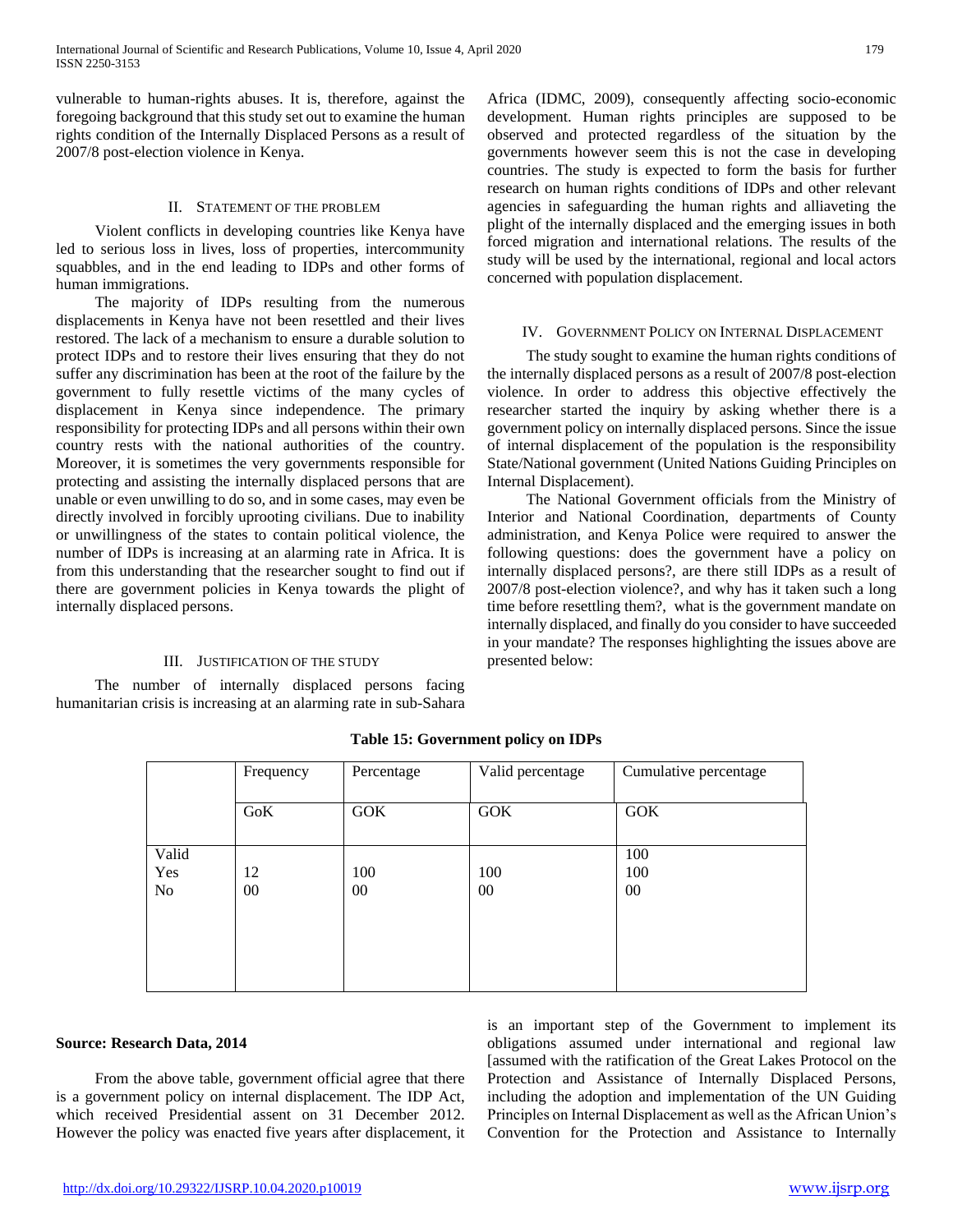vulnerable to human-rights abuses. It is, therefore, against the foregoing background that this study set out to examine the human rights condition of the Internally Displaced Persons as a result of 2007/8 post-election violence in Kenya.

## II. Statement of the Problem

Violent conflicts in developing countries like Kenya have led to serious loss in lives, loss of properties, intercommunity squabbles, and in the end leading to IDPs and other forms of human immigrations.

The majority of IDPs resulting from the numerous displacements in Kenya have not been resettled and their lives restored. The lack of a mechanism to ensure a durable solution to protect IDPs and to restore their lives ensuring that they do not suffer any discrimination has been at the root of the failure by the government to fully resettle victims of the many cycles of displacement in Kenya since independence. The primary responsibility for protecting IDPs and all persons within their own country rests with the national authorities of the country. Moreover, it is sometimes the very governments responsible for protecting and assisting the internally displaced persons that are unable or even unwilling to do so, and in some cases, may even be directly involved in forcibly uprooting civilians. Due to inability or unwillingness of the states to contain political violence, the number of IDPs is increasing at an alarming rate in Africa. It is from this understanding that the researcher sought to find out if there are government policies in Kenya towards the plight of internally displaced persons.

## III. Justification of the Study

The number of internally displaced persons facing humanitarian crisis is increasing at an alarming rate in sub-Sahara Africa (IDMC, 2009), consequently affecting socio-economic development. Human rights principles are supposed to be observed and protected regardless of the situation by the governments however seem this is not the case in developing countries. The study is expected to form the basis for further research on human rights conditions of IDPs and other relevant agencies in safeguarding the human rights and alliaveting the plight of the internally displaced and the emerging issues in both forced migration and international relations. The results of the study will be used by the international, regional and local actors concerned with population displacement.

## IV. Government Policy on Internal Displacement

The study sought to examine the human rights conditions of the internally displaced persons as a result of 2007/8 post-election violence. In order to address this objective effectively the researcher started the inquiry by asking whether there is a government policy on internally displaced persons. Since the issue of internal displacement of the population is the responsibility State/National government (United Nations Guiding Principles on Internal Displacement).

The National Government officials from the Ministry of Interior and National Coordination, departments of County administration, and Kenya Police were required to answer the following questions: does the government have a policy on internally displaced persons?, are there still IDPs as a result of 2007/8 post-election violence?, and why has it taken such a long time before resettling them?, what is the government mandate on internally displaced, and finally do you consider to have succeeded in your mandate? The responses highlighting the issues above are presented below:

**Table 15: Government policy on IDPs**

| | Frequency | Percentage | Valid percentage | Cumulative percentage |
|---|---|---|---|---|
| | GoK | GOK | GOK | GOK |
| Valid | | | | 100 |
| Yes | 12 | 100 | 100 | 100 |
| No | 00 | 00 | 00 | 00 |

**Source: Research Data, 2014**

From the above table, government official agree that there is a government policy on internal displacement. The IDP Act, which received Presidential assent on 31 December 2012. However the policy was enacted five years after displacement, it is an important step of the Government to implement its obligations assumed under international and regional law [assumed with the ratification of the Great Lakes Protocol on the Protection and Assistance of Internally Displaced Persons, including the adoption and implementation of the UN Guiding Principles on Internal Displacement as well as the African Union's Convention for the Protection and Assistance to Internally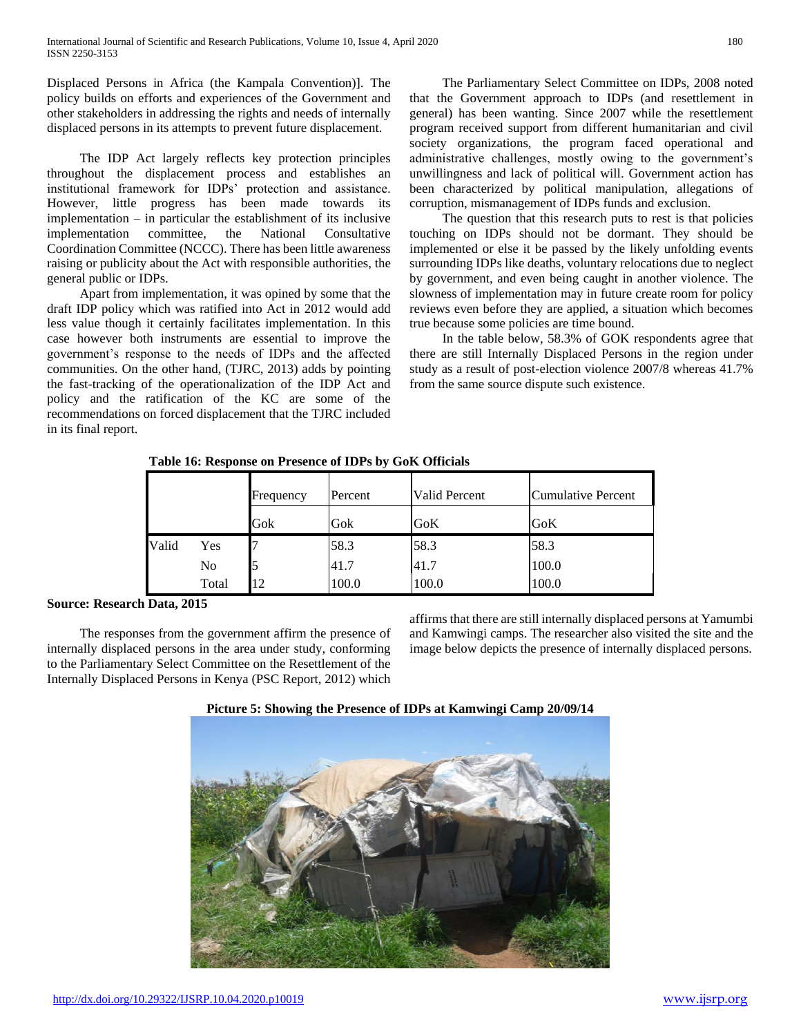Displaced Persons in Africa (the Kampala Convention)]. The policy builds on efforts and experiences of the Government and other stakeholders in addressing the rights and needs of internally displaced persons in its attempts to prevent future displacement.

The IDP Act largely reflects key protection principles throughout the displacement process and establishes an institutional framework for IDPs' protection and assistance. However, little progress has been made towards its implementation – in particular the establishment of its inclusive implementation committee, the National Consultative Coordination Committee (NCCC). There has been little awareness raising or publicity about the Act with responsible authorities, the general public or IDPs.

Apart from implementation, it was opined by some that the draft IDP policy which was ratified into Act in 2012 would add less value though it certainly facilitates implementation. In this case however both instruments are essential to improve the government's response to the needs of IDPs and the affected communities. On the other hand, (TJRC, 2013) adds by pointing the fast-tracking of the operationalization of the IDP Act and policy and the ratification of the KC are some of the recommendations on forced displacement that the TJRC included in its final report.

The Parliamentary Select Committee on IDPs, 2008 noted that the Government approach to IDPs (and resettlement in general) has been wanting. Since 2007 while the resettlement program received support from different humanitarian and civil society organizations, the program faced operational and administrative challenges, mostly owing to the government's unwillingness and lack of political will. Government action has been characterized by political manipulation, allegations of corruption, mismanagement of IDPs funds and exclusion.

The question that this research puts to rest is that policies touching on IDPs should not be dormant. They should be implemented or else it be passed by the likely unfolding events surrounding IDPs like deaths, voluntary relocations due to neglect by government, and even being caught in another violence. The slowness of implementation may in future create room for policy reviews even before they are applied, a situation which becomes true because some policies are time bound.

In the table below, 58.3% of GOK respondents agree that there are still Internally Displaced Persons in the region under study as a result of post-election violence 2007/8 whereas 41.7% from the same source dispute such existence.

**Table 16: Response on Presence of IDPs by GoK Officials**

| | | Frequency | Percent | Valid Percent | Cumulative Percent |
|---|---|---|---|---|---|
| | | Gok | Gok | GoK | GoK |
| Valid | Yes | 7 | 58.3 | 58.3 | 58.3 |
| | No | 5 | 41.7 | 41.7 | 100.0 |
| | Total | 12 | 100.0 | 100.0 | 100.0 |

**Source: Research Data, 2015**

The responses from the government affirm the presence of internally displaced persons in the area under study, conforming to the Parliamentary Select Committee on the Resettlement of the Internally Displaced Persons in Kenya (PSC Report, 2012) which affirms that there are still internally displaced persons at Yamumbi and Kamwingi camps. The researcher also visited the site and the image below depicts the presence of internally displaced persons.

**Picture 5: Showing the Presence of IDPs at Kamwingi Camp 20/09/14**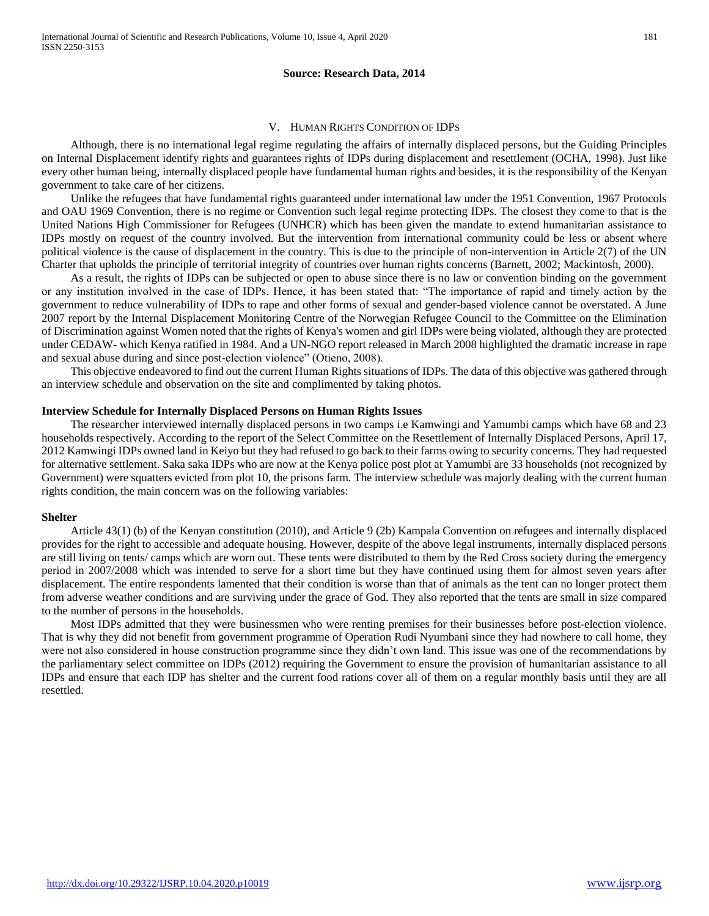**Source: Research Data, 2014**

## V. Human Rights Condition of IDPs

Although, there is no international legal regime regulating the affairs of internally displaced persons, but the Guiding Principles on Internal Displacement identify rights and guarantees rights of IDPs during displacement and resettlement (OCHA, 1998). Just like every other human being, internally displaced people have fundamental human rights and besides, it is the responsibility of the Kenyan government to take care of her citizens.

Unlike the refugees that have fundamental rights guaranteed under international law under the 1951 Convention, 1967 Protocols and OAU 1969 Convention, there is no regime or Convention such legal regime protecting IDPs. The closest they come to that is the United Nations High Commissioner for Refugees (UNHCR) which has been given the mandate to extend humanitarian assistance to IDPs mostly on request of the country involved. But the intervention from international community could be less or absent where political violence is the cause of displacement in the country. This is due to the principle of non-intervention in Article 2(7) of the UN Charter that upholds the principle of territorial integrity of countries over human rights concerns (Barnett, 2002; Mackintosh, 2000).

As a result, the rights of IDPs can be subjected or open to abuse since there is no law or convention binding on the government or any institution involved in the case of IDPs. Hence, it has been stated that: "The importance of rapid and timely action by the government to reduce vulnerability of IDPs to rape and other forms of sexual and gender-based violence cannot be overstated. A June 2007 report by the Internal Displacement Monitoring Centre of the Norwegian Refugee Council to the Committee on the Elimination of Discrimination against Women noted that the rights of Kenya's women and girl IDPs were being violated, although they are protected under CEDAW- which Kenya ratified in 1984. And a UN-NGO report released in March 2008 highlighted the dramatic increase in rape and sexual abuse during and since post-election violence" (Otieno, 2008).

This objective endeavored to find out the current Human Rights situations of IDPs. The data of this objective was gathered through an interview schedule and observation on the site and complimented by taking photos.

### Interview Schedule for Internally Displaced Persons on Human Rights Issues

The researcher interviewed internally displaced persons in two camps i.e Kamwingi and Yamumbi camps which have 68 and 23 households respectively. According to the report of the Select Committee on the Resettlement of Internally Displaced Persons, April 17, 2012 Kamwingi IDPs owned land in Keiyo but they had refused to go back to their farms owing to security concerns. They had requested for alternative settlement. Saka saka IDPs who are now at the Kenya police post plot at Yamumbi are 33 households (not recognized by Government) were squatters evicted from plot 10, the prisons farm. The interview schedule was majorly dealing with the current human rights condition, the main concern was on the following variables:

### Shelter

Article 43(1) (b) of the Kenyan constitution (2010), and Article 9 (2b) Kampala Convention on refugees and internally displaced provides for the right to accessible and adequate housing. However, despite of the above legal instruments, internally displaced persons are still living on tents/ camps which are worn out. These tents were distributed to them by the Red Cross society during the emergency period in 2007/2008 which was intended to serve for a short time but they have continued using them for almost seven years after displacement. The entire respondents lamented that their condition is worse than that of animals as the tent can no longer protect them from adverse weather conditions and are surviving under the grace of God. They also reported that the tents are small in size compared to the number of persons in the households.

Most IDPs admitted that they were businessmen who were renting premises for their businesses before post-election violence. That is why they did not benefit from government programme of Operation Rudi Nyumbani since they had nowhere to call home, they were not also considered in house construction programme since they didn't own land. This issue was one of the recommendations by the parliamentary select committee on IDPs (2012) requiring the Government to ensure the provision of humanitarian assistance to all IDPs and ensure that each IDP has shelter and the current food rations cover all of them on a regular monthly basis until they are all resettled.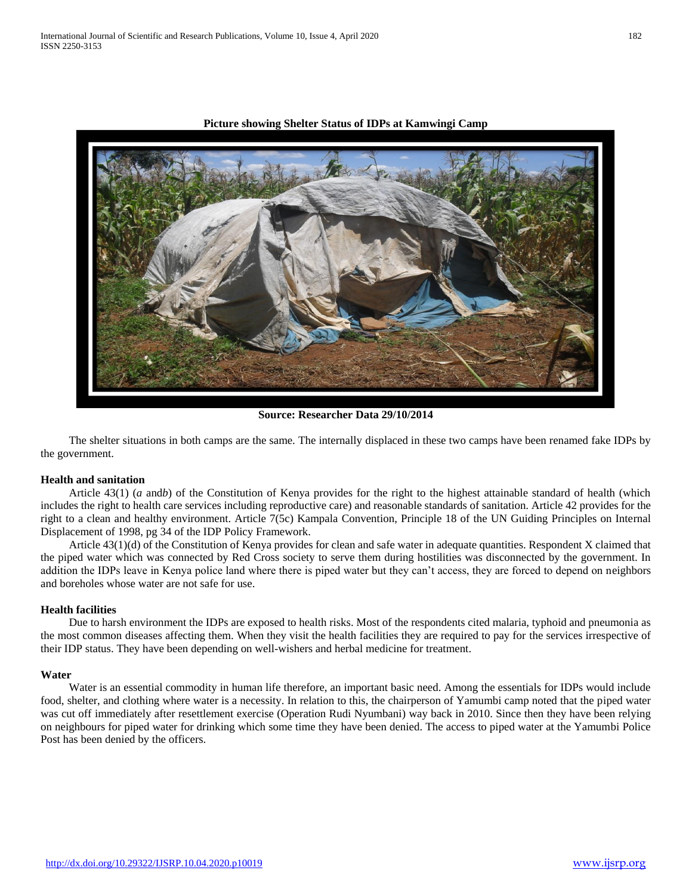**Picture showing Shelter Status of IDPs at Kamwingi Camp**

**Source: Researcher Data 29/10/2014**

The shelter situations in both camps are the same. The internally displaced in these two camps have been renamed fake IDPs by the government.

#### Health and sanitation

Article 43(1) (*a* and*b*) of the Constitution of Kenya provides for the right to the highest attainable standard of health (which includes the right to health care services including reproductive care) and reasonable standards of sanitation. Article 42 provides for the right to a clean and healthy environment. Article 7(5c) Kampala Convention, Principle 18 of the UN Guiding Principles on Internal Displacement of 1998, pg 34 of the IDP Policy Framework.

Article 43(1)(d) of the Constitution of Kenya provides for clean and safe water in adequate quantities. Respondent X claimed that the piped water which was connected by Red Cross society to serve them during hostilities was disconnected by the government. In addition the IDPs leave in Kenya police land where there is piped water but they can't access, they are forced to depend on neighbors and boreholes whose water are not safe for use.

#### Health facilities

Due to harsh environment the IDPs are exposed to health risks. Most of the respondents cited malaria, typhoid and pneumonia as the most common diseases affecting them. When they visit the health facilities they are required to pay for the services irrespective of their IDP status. They have been depending on well-wishers and herbal medicine for treatment.

#### Water

Water is an essential commodity in human life therefore, an important basic need. Among the essentials for IDPs would include food, shelter, and clothing where water is a necessity. In relation to this, the chairperson of Yamumbi camp noted that the piped water was cut off immediately after resettlement exercise (Operation Rudi Nyumbani) way back in 2010. Since then they have been relying on neighbours for piped water for drinking which some time they have been denied. The access to piped water at the Yamumbi Police Post has been denied by the officers.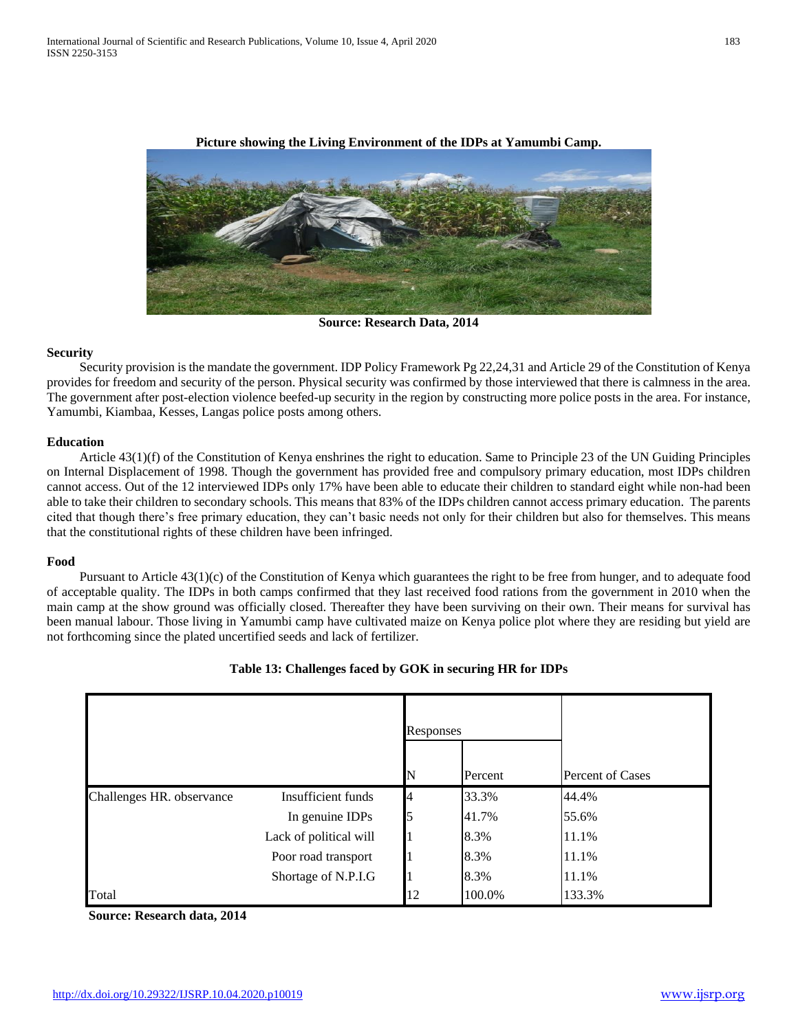**Picture showing the Living Environment of the IDPs at Yamumbi Camp.**

**Source: Research Data, 2014**

**Security**

Security provision is the mandate the government. IDP Policy Framework Pg 22,24,31 and Article 29 of the Constitution of Kenya provides for freedom and security of the person. Physical security was confirmed by those interviewed that there is calmness in the area. The government after post-election violence beefed-up security in the region by constructing more police posts in the area. For instance, Yamumbi, Kiambaa, Kesses, Langas police posts among others.

**Education**

Article 43(1)(f) of the Constitution of Kenya enshrines the right to education. Same to Principle 23 of the UN Guiding Principles on Internal Displacement of 1998. Though the government has provided free and compulsory primary education, most IDPs children cannot access. Out of the 12 interviewed IDPs only 17% have been able to educate their children to standard eight while non-had been able to take their children to secondary schools. This means that 83% of the IDPs children cannot access primary education. The parents cited that though there's free primary education, they can't basic needs not only for their children but also for themselves. This means that the constitutional rights of these children have been infringed.

**Food**

Pursuant to Article 43(1)(c) of the Constitution of Kenya which guarantees the right to be free from hunger, and to adequate food of acceptable quality. The IDPs in both camps confirmed that they last received food rations from the government in 2010 when the main camp at the show ground was officially closed. Thereafter they have been surviving on their own. Their means for survival has been manual labour. Those living in Yamumbi camp have cultivated maize on Kenya police plot where they are residing but yield are not forthcoming since the plated uncertified seeds and lack of fertilizer.

**Table 13: Challenges faced by GOK in securing HR for IDPs**

| | | Responses | | Percent of Cases |
|---|---|---|---|---|
| | | N | Percent | |
| Challenges HR. observance | Insufficient funds | 4 | 33.3% | 44.4% |
| | In genuine IDPs | 5 | 41.7% | 55.6% |
| | Lack of political will | 1 | 8.3% | 11.1% |
| | Poor road transport | 1 | 8.3% | 11.1% |
| | Shortage of N.P.I.G | 1 | 8.3% | 11.1% |
| Total | | 12 | 100.0% | 133.3% |

**Source: Research data, 2014**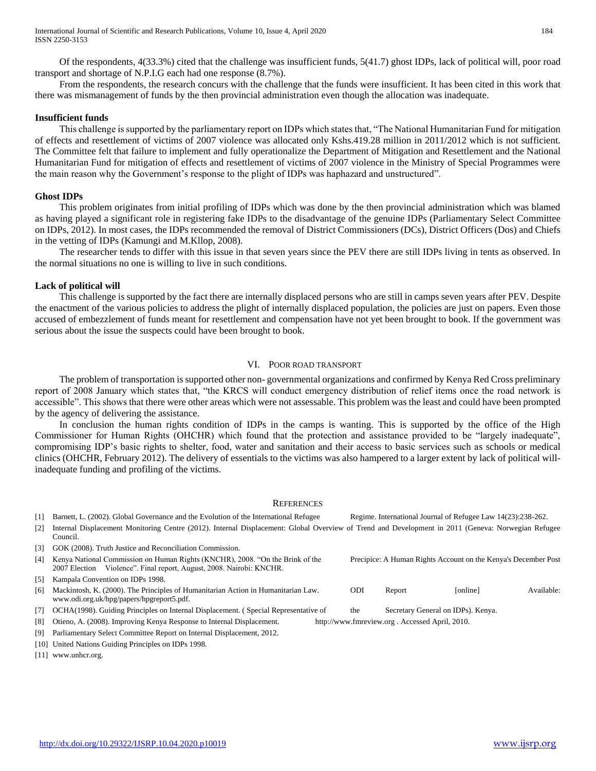Of the respondents, 4(33.3%) cited that the challenge was insufficient funds, 5(41.7) ghost IDPs, lack of political will, poor road transport and shortage of N.P.I.G each had one response (8.7%).

From the respondents, the research concurs with the challenge that the funds were insufficient. It has been cited in this work that there was mismanagement of funds by the then provincial administration even though the allocation was inadequate.

**Insufficient funds**

This challenge is supported by the parliamentary report on IDPs which states that, "The National Humanitarian Fund for mitigation of effects and resettlement of victims of 2007 violence was allocated only Kshs.419.28 million in 2011/2012 which is not sufficient. The Committee felt that failure to implement and fully operationalize the Department of Mitigation and Resettlement and the National Humanitarian Fund for mitigation of effects and resettlement of victims of 2007 violence in the Ministry of Special Programmes were the main reason why the Government's response to the plight of IDPs was haphazard and unstructured".

**Ghost IDPs**

This problem originates from initial profiling of IDPs which was done by the then provincial administration which was blamed as having played a significant role in registering fake IDPs to the disadvantage of the genuine IDPs (Parliamentary Select Committee on IDPs, 2012). In most cases, the IDPs recommended the removal of District Commissioners (DCs), District Officers (Dos) and Chiefs in the vetting of IDPs (Kamungi and M.Kllop, 2008).

The researcher tends to differ with this issue in that seven years since the PEV there are still IDPs living in tents as observed. In the normal situations no one is willing to live in such conditions.

**Lack of political will**

This challenge is supported by the fact there are internally displaced persons who are still in camps seven years after PEV. Despite the enactment of the various policies to address the plight of internally displaced population, the policies are just on papers. Even those accused of embezzlement of funds meant for resettlement and compensation have not yet been brought to book. If the government was serious about the issue the suspects could have been brought to book.

## VI. Poor Road Transport

The problem of transportation is supported other non- governmental organizations and confirmed by Kenya Red Cross preliminary report of 2008 January which states that, "the KRCS will conduct emergency distribution of relief items once the road network is accessible". This shows that there were other areas which were not assessable. This problem was the least and could have been prompted by the agency of delivering the assistance.

In conclusion the human rights condition of IDPs in the camps is wanting. This is supported by the office of the High Commissioner for Human Rights (OHCHR) which found that the protection and assistance provided to be "largely inadequate", compromising IDP's basic rights to shelter, food, water and sanitation and their access to basic services such as schools or medical clinics (OHCHR, February 2012). The delivery of essentials to the victims was also hampered to a larger extent by lack of political will-inadequate funding and profiling of the victims.

## References

[1] Barnett, L. (2002). Global Governance and the Evolution of the International Refugee Regime. International Journal of Refugee Law 14(23):238-262.

[2] Internal Displacement Monitoring Centre (2012). Internal Displacement: Global Overview of Trend and Development in 2011 (Geneva: Norwegian Refugee Council.

[3] GOK (2008). Truth Justice and Reconciliation Commission.

[4] Kenya National Commission on Human Rights (KNCHR), 2008. "On the Brink of the Precipice: A Human Rights Account on the Kenya's December Post 2007 Election Violence". Final report, August, 2008. Nairobi: KNCHR.

[5] Kampala Convention on IDPs 1998.

[6] Mackintosh, K. (2000). The Principles of Humanitarian Action in Humanitarian Law. ODI Report [online] Available: www.odi.org.uk/hpg/papers/hpgreport5.pdf.

[7] OCHA(1998). Guiding Principles on Internal Displacement. ( Special Representative of the Secretary General on IDPs). Kenya.

[8] Otieno, A. (2008). Improving Kenya Response to Internal Displacement. http://www.fmreview.org . Accessed April, 2010.

[9] Parliamentary Select Committee Report on Internal Displacement, 2012.

[10] United Nations Guiding Principles on IDPs 1998.

[11] www.unhcr.org.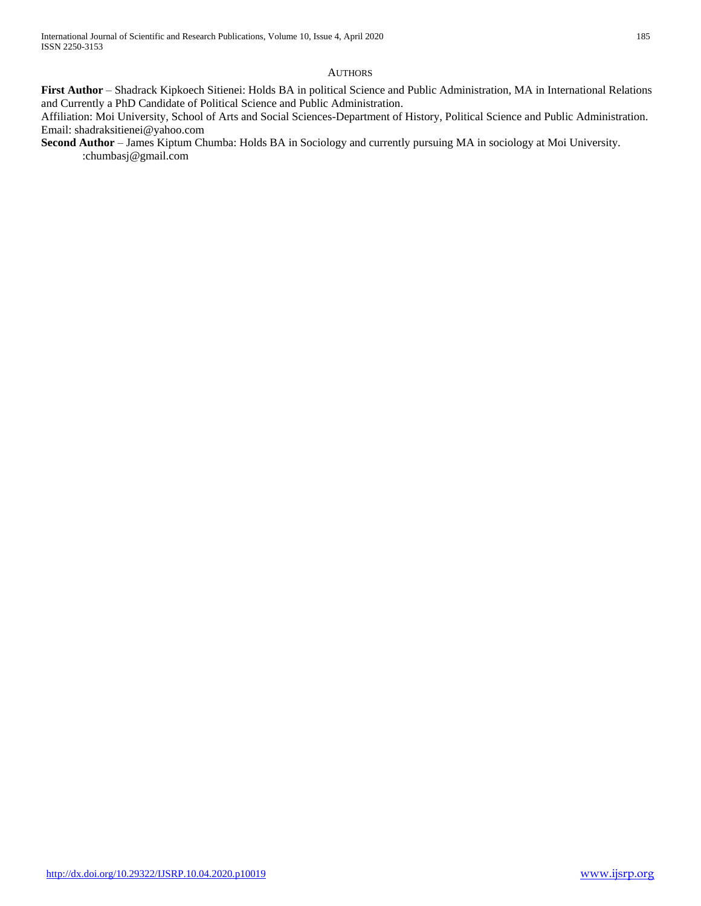## AUTHORS

**First Author** – Shadrack Kipkoech Sitienei: Holds BA in political Science and Public Administration, MA in International Relations and Currently a PhD Candidate of Political Science and Public Administration.
Affiliation: Moi University, School of Arts and Social Sciences-Department of History, Political Science and Public Administration.
Email: shadraksitienei@yahoo.com

**Second Author** – James Kiptum Chumba: Holds BA in Sociology and currently pursuing MA in sociology at Moi University. :chumbasj@gmail.com